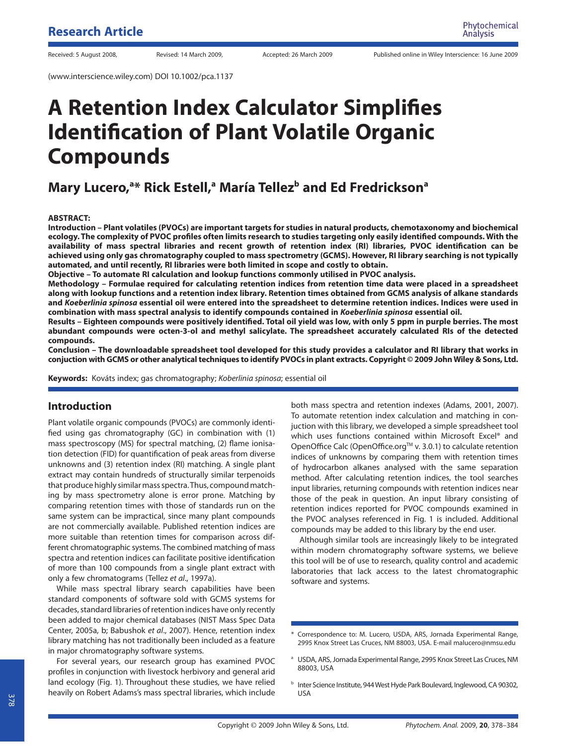Research Article

Received: 5 August 2008, Revised: 14 March 2009, Accepted: 26 March 2009 Published online in Wiley Interscience: 16 June 2009

(www.interscience.wiley.com) DOI 10.1002/pca.1137

# A Retention Index Calculator Simplifies Identification of Plant Volatile Organic Compounds

## Mary Lucero,[a]* Rick Estell,[a] María Tellez[b] and Ed Fredrickson[a]

**ABSTRACT:**

**Introduction – Plant volatiles (PVOCs) are important targets for studies in natural products, chemotaxonomy and biochemical ecology. The complexity of PVOC profiles often limits research to studies targeting only easily identified compounds. With the availability of mass spectral libraries and recent growth of retention index (RI) libraries, PVOC identification can be achieved using only gas chromatography coupled to mass spectrometry (GCMS). However, RI library searching is not typically automated, and until recently, RI libraries were both limited in scope and costly to obtain.**

**Objective – To automate RI calculation and lookup functions commonly utilised in PVOC analysis.**

**Methodology – Formulae required for calculating retention indices from retention time data were placed in a spreadsheet along with lookup functions and a retention index library. Retention times obtained from GCMS analysis of alkane standards and *Koeberlinia spinosa* essential oil were entered into the spreadsheet to determine retention indices. Indices were used in combination with mass spectral analysis to identify compounds contained in *Koeberlinia spinosa* essential oil.**

**Results – Eighteen compounds were positively identified. Total oil yield was low, with only 5 ppm in purple berries. The most abundant compounds were octen-3-ol and methyl salicylate. The spreadsheet accurately calculated RIs of the detected compounds.**

**Conclusion – The downloadable spreadsheet tool developed for this study provides a calculator and RI library that works in conjuction with GCMS or other analytical techniques to identify PVOCs in plant extracts. Copyright © 2009 John Wiley & Sons, Ltd.**

**Keywords:** Kováts index; gas chromatography; *Koberlinia spinosa*; essential oil

## Introduction

Plant volatile organic compounds (PVOCs) are commonly identified using gas chromatography (GC) in combination with (1) mass spectroscopy (MS) for spectral matching, (2) flame ionisation detection (FID) for quantification of peak areas from diverse unknowns and (3) retention index (RI) matching. A single plant extract may contain hundreds of structurally similar terpenoids that produce highly similar mass spectra. Thus, compound matching by mass spectrometry alone is error prone. Matching by comparing retention times with those of standards run on the same system can be impractical, since many plant compounds are not commercially available. Published retention indices are more suitable than retention times for comparison across different chromatographic systems. The combined matching of mass spectra and retention indices can facilitate positive identification of more than 100 compounds from a single plant extract with only a few chromatograms (Tellez *et al*., 1997a).

While mass spectral library search capabilities have been standard components of software sold with GCMS systems for decades, standard libraries of retention indices have only recently been added to major chemical databases (NIST Mass Spec Data Center, 2005a, b; Babushok *et al*., 2007). Hence, retention index library matching has not traditionally been included as a feature in major chromatography software systems.

For several years, our research group has examined PVOC profiles in conjunction with livestock herbivory and general arid land ecology (Fig. 1). Throughout these studies, we have relied heavily on Robert Adams's mass spectral libraries, which include both mass spectra and retention indexes (Adams, 2001, 2007). To automate retention index calculation and matching in conjuction with this library, we developed a simple spreadsheet tool which uses functions contained within Microsoft Excel® and OpenOffice Calc (OpenOffice.org™ v. 3.0.1) to calculate retention indices of unknowns by comparing them with retention times of hydrocarbon alkanes analysed with the same separation method. After calculating retention indices, the tool searches input libraries, returning compounds with retention indices near those of the peak in question. An input library consisting of retention indices reported for PVOC compounds examined in the PVOC analyses referenced in Fig. 1 is included. Additional compounds may be added to this library by the end user.

Although similar tools are increasingly likely to be integrated within modern chromatography software systems, we believe this tool will be of use to research, quality control and academic laboratories that lack access to the latest chromatographic software and systems.

\* Correspondence to: M. Lucero, USDA, ARS, Jornada Experimental Range, 2995 Knox Street Las Cruces, NM 88003, USA. E-mail malucero@nmsu.edu

[a] USDA, ARS, Jornada Experimental Range, 2995 Knox Street Las Cruces, NM 88003, USA

[b] Inter Science Institute, 944 West Hyde Park Boulevard, Inglewood, CA 90302, USA

Copyright © 2009 John Wiley & Sons, Ltd.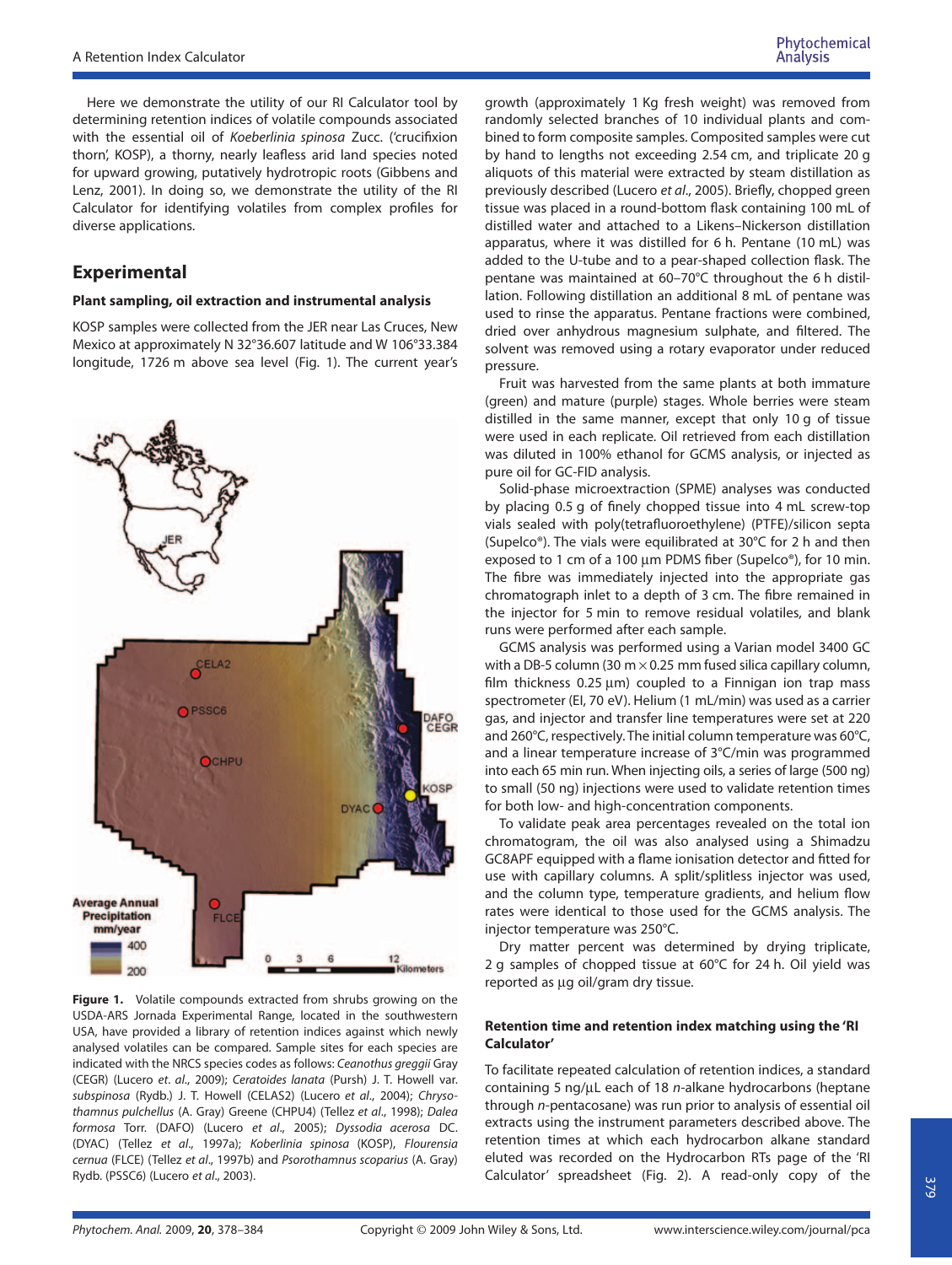Here we demonstrate the utility of our RI Calculator tool by determining retention indices of volatile compounds associated with the essential oil of *Koeberlinia spinosa* Zucc. ('crucifixion thorn', KOSP), a thorny, nearly leafless arid land species noted for upward growing, putatively hydrotropic roots (Gibbens and Lenz, 2001). In doing so, we demonstrate the utility of the RI Calculator for identifying volatiles from complex profiles for diverse applications.

## Experimental

### Plant sampling, oil extraction and instrumental analysis

KOSP samples were collected from the JER near Las Cruces, New Mexico at approximately N 32°36.607 latitude and W 106°33.384 longitude, 1726 m above sea level (Fig. 1). The current year's growth (approximately 1 Kg fresh weight) was removed from randomly selected branches of 10 individual plants and combined to form composite samples. Composited samples were cut by hand to lengths not exceeding 2.54 cm, and triplicate 20 g aliquots of this material were extracted by steam distillation as previously described (Lucero *et al*., 2005). Briefly, chopped green tissue was placed in a round-bottom flask containing 100 mL of distilled water and attached to a Likens–Nickerson distillation apparatus, where it was distilled for 6 h. Pentane (10 mL) was added to the U-tube and to a pear-shaped collection flask. The pentane was maintained at 60–70°C throughout the 6 h distillation. Following distillation an additional 8 mL of pentane was used to rinse the apparatus. Pentane fractions were combined, dried over anhydrous magnesium sulphate, and filtered. The solvent was removed using a rotary evaporator under reduced pressure.

**Figure 1.** Volatile compounds extracted from shrubs growing on the USDA-ARS Jornada Experimental Range, located in the southwestern USA, have provided a library of retention indices against which newly analysed volatiles can be compared. Sample sites for each species are indicated with the NRCS species codes as follows: *Ceanothus greggii* Gray (CEGR) (Lucero *et*. *al*., 2009); *Ceratoides lanata* (Pursh) J. T. Howell var. *subspinosa* (Rydb.) J. T. Howell (CELAS2) (Lucero *et al*., 2004); *Chrysothamnus pulchellus* (A. Gray) Greene (CHPU4) (Tellez *et al*., 1998); *Dalea formosa* Torr. (DAFO) (Lucero *et al*., 2005); *Dyssodia acerosa* DC. (DYAC) (Tellez *et al*., 1997a); *Koberlinia spinosa* (KOSP), *Flourensia cernua* (FLCE) (Tellez *et al*., 1997b) and *Psorothamnus scoparius* (A. Gray) Rydb. (PSSC6) (Lucero *et al*., 2003).

Fruit was harvested from the same plants at both immature (green) and mature (purple) stages. Whole berries were steam distilled in the same manner, except that only 10 g of tissue were used in each replicate. Oil retrieved from each distillation was diluted in 100% ethanol for GCMS analysis, or injected as pure oil for GC-FID analysis.

Solid-phase microextraction (SPME) analyses was conducted by placing 0.5 g of finely chopped tissue into 4 mL screw-top vials sealed with poly(tetrafluoroethylene) (PTFE)/silicon septa (Supelco®). The vials were equilibrated at 30°C for 2 h and then exposed to 1 cm of a 100 µm PDMS fiber (Supelco®), for 10 min. The fibre was immediately injected into the appropriate gas chromatograph inlet to a depth of 3 cm. The fibre remained in the injector for 5 min to remove residual volatiles, and blank runs were performed after each sample.

GCMS analysis was performed using a Varian model 3400 GC with a DB-5 column (30 m × 0.25 mm fused silica capillary column, film thickness 0.25 µm) coupled to a Finnigan ion trap mass spectrometer (EI, 70 eV). Helium (1 mL/min) was used as a carrier gas, and injector and transfer line temperatures were set at 220 and 260°C, respectively. The initial column temperature was 60°C, and a linear temperature increase of 3°C/min was programmed into each 65 min run. When injecting oils, a series of large (500 ng) to small (50 ng) injections were used to validate retention times for both low- and high-concentration components.

To validate peak area percentages revealed on the total ion chromatogram, the oil was also analysed using a Shimadzu GC8APF equipped with a flame ionisation detector and fitted for use with capillary columns. A split/splitless injector was used, and the column type, temperature gradients, and helium flow rates were identical to those used for the GCMS analysis. The injector temperature was 250°C.

Dry matter percent was determined by drying triplicate, 2 g samples of chopped tissue at 60°C for 24 h. Oil yield was reported as µg oil/gram dry tissue.

### Retention time and retention index matching using the 'RI Calculator'

To facilitate repeated calculation of retention indices, a standard containing 5 ng/µL each of 18 *n*-alkane hydrocarbons (heptane through *n*-pentacosane) was run prior to analysis of essential oil extracts using the instrument parameters described above. The retention times at which each hydrocarbon alkane standard eluted was recorded on the Hydrocarbon RTs page of the 'RI Calculator' spreadsheet (Fig. 2). A read-only copy of the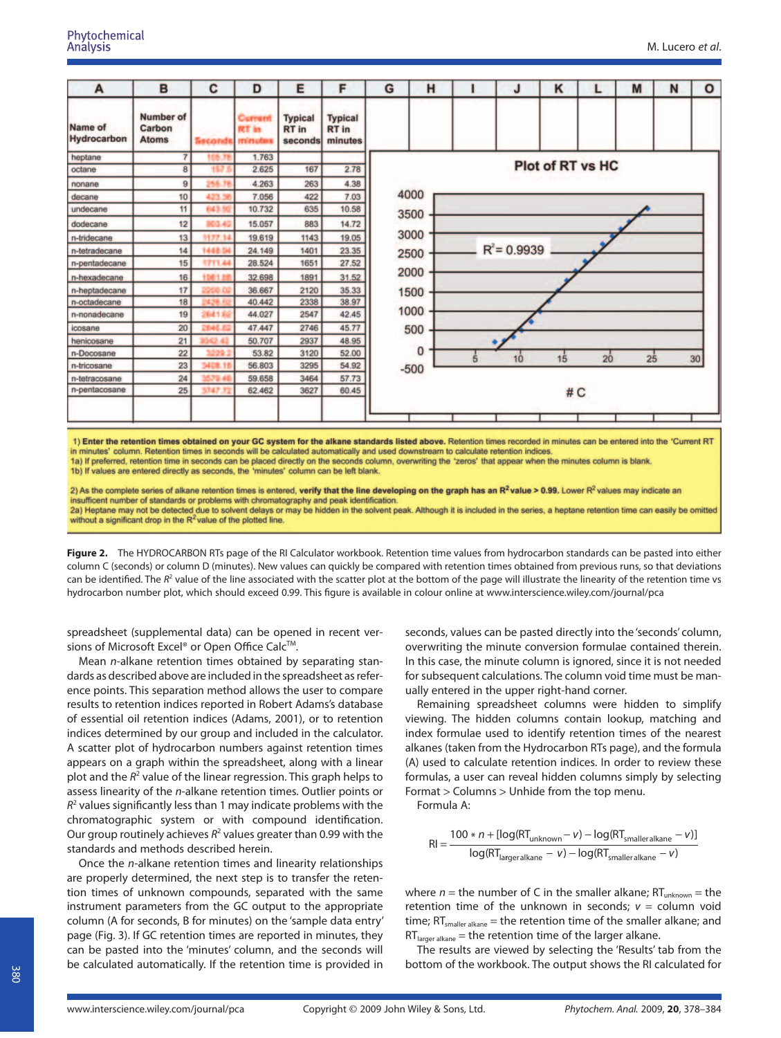| A | B | C | D | E | F |
|---|---|---|---|---|---|
| Name of Hydrocarbon | Number of Carbon Atoms | Seconds | Current RT in minutes | Typical RT in seconds | Typical RT in minutes |
| heptane | 7 | 105.78 | 1.763 | | |
| octane | 8 | 157.5 | 2.625 | 167 | 2.78 |
| nonane | 9 | 255.78 | 4.263 | 263 | 4.38 |
| decane | 10 | 423.36 | 7.056 | 422 | 7.03 |
| undecane | 11 | 643.92 | 10.732 | 635 | 10.58 |
| dodecane | 12 | 903.42 | 15.057 | 883 | 14.72 |
| n-tridecane | 13 | 1177.14 | 19.619 | 1143 | 19.05 |
| n-tetradecane | 14 | 1448.94 | 24.149 | 1401 | 23.35 |
| n-pentadecane | 15 | 1711.44 | 28.524 | 1651 | 27.52 |
| n-hexadecane | 16 | 1961.88 | 32.698 | 1891 | 31.52 |
| n-heptadecane | 17 | 2200.02 | 36.667 | 2120 | 35.33 |
| n-octadecane | 18 | 2426.52 | 40.442 | 2338 | 38.97 |
| n-nonadecane | 19 | 2641.62 | 44.027 | 2547 | 42.45 |
| icosane | 20 | 2846.82 | 47.447 | 2746 | 45.77 |
| henicosane | 21 | 3042.42 | 50.707 | 2937 | 48.95 |
| n-Docosane | 22 | 3229.2 | 53.82 | 3120 | 52.00 |
| n-tricosane | 23 | 3408.18 | 56.803 | 3295 | 54.92 |
| n-tetracosane | 24 | 3579.48 | 59.658 | 3464 | 57.73 |
| n-pentacosane | 25 | 3747.72 | 62.462 | 3627 | 60.45 |

Plot of RT vs HC ($R^2 = 0.9939$; x-axis: # C)

1) **Enter the retention times obtained on your GC system for the alkane standards listed above.** Retention times recorded in minutes can be entered into the 'Current RT in minutes' column. Retention times in seconds will be calculated automatically and used downstream to calculate retention indices.
1a) If preferred, retention time in seconds can be placed directly on the seconds column, overwriting the 'zeros' that appear when the minutes column is blank.
1b) If values are entered directly as seconds, the 'minutes' column can be left blank.

2) As the complete series of alkane retention times is entered, **verify that the line developing on the graph has an $R^2$ value > 0.99.** Lower $R^2$ values may indicate an insuffcient number of standards or problems with chromatography and peak identification.
2a) Heptane may not be detected due to solvent delays or may be hidden in the solvent peak. Although it is included in the series, a heptane retention time can easily be omitted without a significant drop in the $R^2$ value of the plotted line.

**Figure 2.** The HYDROCARBON RTs page of the RI Calculator workbook. Retention time values from hydrocarbon standards can be pasted into either column C (seconds) or column D (minutes). New values can quickly be compared with retention times obtained from previous runs, so that deviations can be identified. The $R^2$ value of the line associated with the scatter plot at the bottom of the page will illustrate the linearity of the retention time vs hydrocarbon number plot, which should exceed 0.99. This figure is available in colour online at www.interscience.wiley.com/journal/pca

spreadsheet (supplemental data) can be opened in recent versions of Microsoft Excel® or Open Office Calc™.

Mean *n*-alkane retention times obtained by separating standards as described above are included in the spreadsheet as reference points. This separation method allows the user to compare results to retention indices reported in Robert Adams's database of essential oil retention indices (Adams, 2001), or to retention indices determined by our group and included in the calculator. A scatter plot of hydrocarbon numbers against retention times appears on a graph within the spreadsheet, along with a linear plot and the $R^2$ value of the linear regression. This graph helps to assess linearity of the *n*-alkane retention times. Outlier points or $R^2$ values significantly less than 1 may indicate problems with the chromatographic system or with compound identification. Our group routinely achieves $R^2$ values greater than 0.99 with the standards and methods described herein.

Once the *n*-alkane retention times and linearity relationships are properly determined, the next step is to transfer the retention times of unknown compounds, separated with the same instrument parameters from the GC output to the appropriate column (A for seconds, B for minutes) on the 'sample data entry' page (Fig. 3). If GC retention times are reported in minutes, they can be pasted into the 'minutes' column, and the seconds will be calculated automatically. If the retention time is provided in seconds, values can be pasted directly into the 'seconds' column, overwriting the minute conversion formulae contained therein. In this case, the minute column is ignored, since it is not needed for subsequent calculations. The column void time must be manually entered in the upper right-hand corner.

Remaining spreadsheet columns were hidden to simplify viewing. The hidden columns contain lookup, matching and index formulae used to identify retention times of the nearest alkanes (taken from the Hydrocarbon RTs page), and the formula (A) used to calculate retention indices. In order to review these formulas, a user can reveal hidden columns simply by selecting Format > Columns > Unhide from the top menu.

Formula A:

$$\mathrm{RI} = \frac{100 * n + [\log(\mathrm{RT}_{\mathrm{unknown}} - v) - \log(\mathrm{RT}_{\mathrm{smaller\,alkane}} - v)]}{\log(\mathrm{RT}_{\mathrm{larger\,alkane}} - v) - \log(\mathrm{RT}_{\mathrm{smaller\,alkane}} - v)}$$

where $n$ = the number of C in the smaller alkane; $\mathrm{RT}_{\mathrm{unknown}}$ = the retention time of the unknown in seconds; $v$ = column void time; $\mathrm{RT}_{\mathrm{smaller\,alkane}}$ = the retention time of the smaller alkane; and $\mathrm{RT}_{\mathrm{larger\,alkane}}$ = the retention time of the larger alkane.

The results are viewed by selecting the 'Results' tab from the bottom of the workbook. The output shows the RI calculated for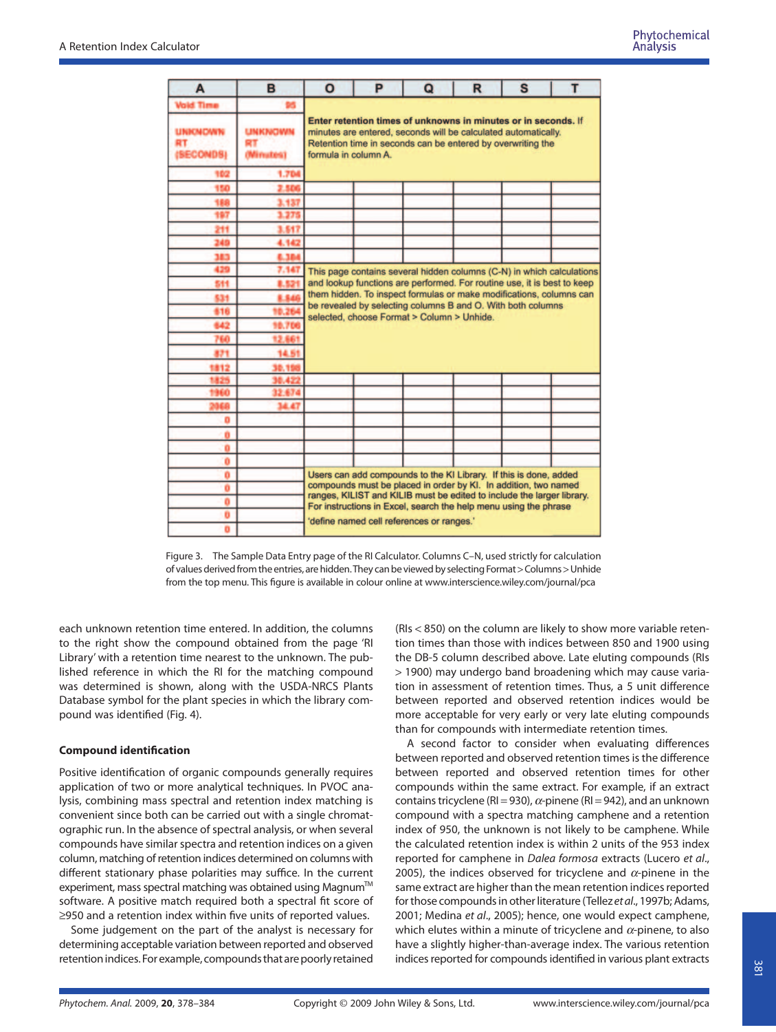| A | B | O | P | Q | R | S | T |
|---|---|---|---|---|---|---|---|
| Void Time | 95 | Enter retention times of unknowns in minutes or in seconds. If minutes are entered, seconds will be calculated automatically. Retention time in seconds can be entered by overwriting the formula in column A. | | | | | |
| UNKNOWN RT (SECONDS) | UNKNOWN RT (Minutes) | | | | | | |
| 102 | 1.704 | | | | | | |
| 150 | 2.506 | | | | | | |
| 188 | 3.137 | | | | | | |
| 197 | 3.275 | | | | | | |
| 211 | 3.517 | | | | | | |
| 249 | 4.142 | | | | | | |
| 383 | 6.384 | | | | | | |
| 429 | 7.147 | This page contains several hidden columns (C-N) in which calculations and lookup functions are performed. For routine use, it is best to keep them hidden. To inspect formulas or make modifications, columns can be revealed by selecting columns B and O. With both columns selected, choose Format > Column > Unhide. | | | | | |
| 511 | 8.521 | | | | | | |
| 531 | 8.846 | | | | | | |
| 616 | 10.264 | | | | | | |
| 642 | 10.706 | | | | | | |
| 760 | 12.661 | | | | | | |
| 871 | 14.51 | | | | | | |
| 1812 | 30.198 | | | | | | |
| 1825 | 30.422 | | | | | | |
| 1960 | 32.674 | | | | | | |
| 2068 | 34.47 | | | | | | |
| 0 | | | | | | | |
| 0 | | | | | | | |
| 0 | | | | | | | |
| 0 | | | | | | | |
| 0 | | Users can add compounds to the KI Library. If this is done, added compounds must be placed in order by KI. In addition, two named ranges, KILIST and KILIB must be edited to include the larger library. For instructions in Excel, search the help menu using the phrase 'define named cell references or ranges.' | | | | | |
| 0 | | | | | | | |
| 0 | | | | | | | |
| 0 | | | | | | | |
| 0 | | | | | | | |

Figure 3. The Sample Data Entry page of the RI Calculator. Columns C–N, used strictly for calculation of values derived from the entries, are hidden. They can be viewed by selecting Format > Columns > Unhide from the top menu. This figure is available in colour online at www.interscience.wiley.com/journal/pca

each unknown retention time entered. In addition, the columns to the right show the compound obtained from the page 'RI Library' with a retention time nearest to the unknown. The published reference in which the RI for the matching compound was determined is shown, along with the USDA-NRCS Plants Database symbol for the plant species in which the library compound was identified (Fig. 4).

### Compound identification

Positive identification of organic compounds generally requires application of two or more analytical techniques. In PVOC analysis, combining mass spectral and retention index matching is convenient since both can be carried out with a single chromatographic run. In the absence of spectral analysis, or when several compounds have similar spectra and retention indices on a given column, matching of retention indices determined on columns with different stationary phase polarities may suffice. In the current experiment, mass spectral matching was obtained using Magnum™ software. A positive match required both a spectral fit score of ≥950 and a retention index within five units of reported values.

Some judgement on the part of the analyst is necessary for determining acceptable variation between reported and observed retention indices. For example, compounds that are poorly retained (RIs < 850) on the column are likely to show more variable retention times than those with indices between 850 and 1900 using the DB-5 column described above. Late eluting compounds (RIs > 1900) may undergo band broadening which may cause variation in assessment of retention times. Thus, a 5 unit difference between reported and observed retention indices would be more acceptable for very early or very late eluting compounds than for compounds with intermediate retention times.

A second factor to consider when evaluating differences between reported and observed retention times is the difference between reported and observed retention times for other compounds within the same extract. For example, if an extract contains tricyclene (RI = 930), $\alpha$-pinene (RI = 942), and an unknown compound with a spectra matching camphene and a retention index of 950, the unknown is not likely to be camphene. While the calculated retention index is within 2 units of the 953 index reported for camphene in *Dalea formosa* extracts (Lucero *et al*., 2005), the indices observed for tricyclene and $\alpha$-pinene in the same extract are higher than the mean retention indices reported for those compounds in other literature (Tellez *et al*., 1997b; Adams, 2001; Medina *et al*., 2005); hence, one would expect camphene, which elutes within a minute of tricyclene and $\alpha$-pinene, to also have a slightly higher-than-average index. The various retention indices reported for compounds identified in various plant extracts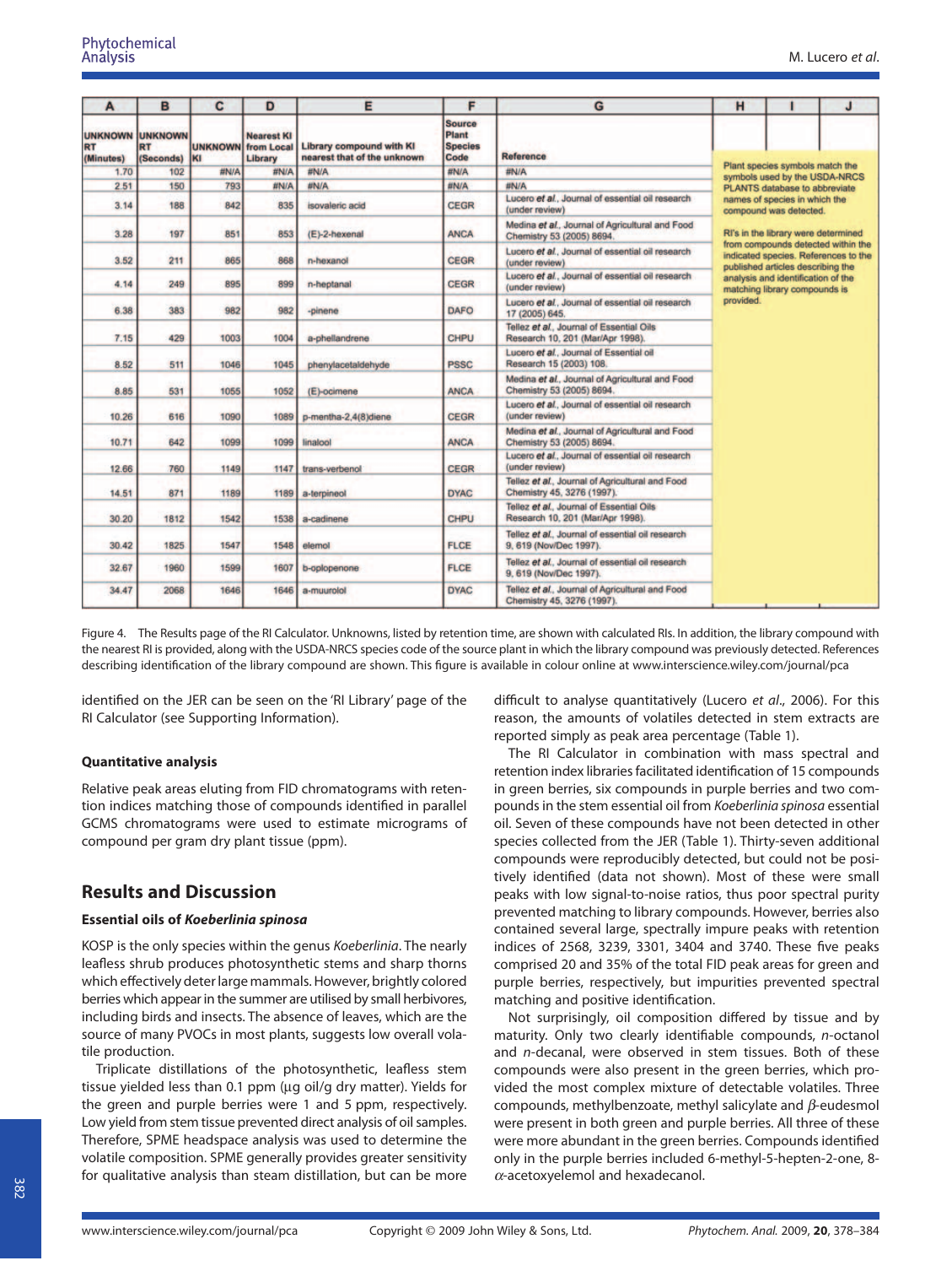| A | B | C | D | E | F | G | H | I | J |
|---|---|---|---|---|---|---|---|---|---|
| UNKNOWN RT (Minutes) | UNKNOWN RT (Seconds) | UNKNOWN KI | Nearest KI from Local Library | Library compound with KI nearest that of the unknown | Source Plant Species Code | Reference | | | |
| 1.70 | 102 | #N/A | #N/A | #N/A | #N/A | #N/A | Plant species symbols match the symbols used by the USDA-NRCS PLANTS database to abbreviate names of species in which the compound was detected. RI's in the library were determined from compounds detected within the indicated species. References to the published articles describing the analysis and identification of the matching library compounds is provided. | | |
| 2.51 | 150 | 793 | #N/A | #N/A | #N/A | #N/A | | | |
| 3.14 | 188 | 842 | 835 | isovaleric acid | CEGR | Lucero *et al.*, Journal of essential oil research (under review) | | | |
| 3.28 | 197 | 851 | 853 | (E)-2-hexenal | ANCA | Medina *et al.*, Journal of Agricultural and Food Chemistry 53 (2005) 8694. | | | |
| 3.52 | 211 | 865 | 868 | n-hexanol | CEGR | Lucero *et al.*, Journal of essential oil research (under review) | | | |
| 4.14 | 249 | 895 | 899 | n-heptanal | CEGR | Lucero *et al.*, Journal of essential oil research (under review) | | | |
| 6.38 | 383 | 982 | 982 | -pinene | DAFO | Lucero *et al.*, Journal of essential oil research 17 (2005) 645. | | | |
| 7.15 | 429 | 1003 | 1004 | a-phellandrene | CHPU | Tellez *et al.*, Journal of Essential Oils Research 10, 201 (Mar/Apr 1998). | | | |
| 8.52 | 511 | 1046 | 1045 | phenylacetaldehyde | PSSC | Lucero *et al.*, Journal of Essential oil Research 15 (2003) 108. | | | |
| 8.85 | 531 | 1055 | 1052 | (E)-ocimene | ANCA | Medina *et al.*, Journal of Agricultural and Food Chemistry 53 (2005) 8694. | | | |
| 10.26 | 616 | 1090 | 1089 | p-mentha-2,4(8)diene | CEGR | Lucero *et al.*, Journal of essential oil research (under review) | | | |
| 10.71 | 642 | 1099 | 1099 | linalool | ANCA | Medina *et al.*, Journal of Agricultural and Food Chemistry 53 (2005) 8694. | | | |
| 12.66 | 760 | 1149 | 1147 | trans-verbenol | CEGR | Lucero *et al.*, Journal of essential oil research (under review) | | | |
| 14.51 | 871 | 1189 | 1189 | a-terpineol | DYAC | Tellez *et al.*, Journal of Agricultural and Food Chemistry 45, 3276 (1997). | | | |
| 30.20 | 1812 | 1542 | 1538 | a-cadinene | CHPU | Tellez *et al.*, Journal of Essential Oils Research 10, 201 (Mar/Apr 1998). | | | |
| 30.42 | 1825 | 1547 | 1548 | elemol | FLCE | Tellez *et al.*, Journal of essential oil research 9, 619 (Nov/Dec 1997). | | | |
| 32.67 | 1960 | 1599 | 1607 | b-oplopenone | FLCE | Tellez *et al.*, Journal of essential oil research 9, 619 (Nov/Dec 1997). | | | |
| 34.47 | 2068 | 1646 | 1646 | a-muurolol | DYAC | Tellez *et al.*, Journal of Agricultural and Food Chemistry 45, 3276 (1997). | | | |

Figure 4. The Results page of the RI Calculator. Unknowns, listed by retention time, are shown with calculated RIs. In addition, the library compound with the nearest RI is provided, along with the USDA-NRCS species code of the source plant in which the library compound was previously detected. References describing identification of the library compound are shown. This figure is available in colour online at www.interscience.wiley.com/journal/pca

identified on the JER can be seen on the 'RI Library' page of the RI Calculator (see Supporting Information).

### Quantitative analysis

Relative peak areas eluting from FID chromatograms with retention indices matching those of compounds identified in parallel GCMS chromatograms were used to estimate micrograms of compound per gram dry plant tissue (ppm).

## Results and Discussion

### Essential oils of *Koeberlinia spinosa*

KOSP is the only species within the genus *Koeberlinia*. The nearly leafless shrub produces photosynthetic stems and sharp thorns which effectively deter large mammals. However, brightly colored berries which appear in the summer are utilised by small herbivores, including birds and insects. The absence of leaves, which are the source of many PVOCs in most plants, suggests low overall volatile production.

Triplicate distillations of the photosynthetic, leafless stem tissue yielded less than 0.1 ppm (μg oil/g dry matter). Yields for the green and purple berries were 1 and 5 ppm, respectively. Low yield from stem tissue prevented direct analysis of oil samples. Therefore, SPME headspace analysis was used to determine the volatile composition. SPME generally provides greater sensitivity for qualitative analysis than steam distillation, but can be more difficult to analyse quantitatively (Lucero *et al.*, 2006). For this reason, the amounts of volatiles detected in stem extracts are reported simply as peak area percentage (Table 1).

The RI Calculator in combination with mass spectral and retention index libraries facilitated identification of 15 compounds in green berries, six compounds in purple berries and two compounds in the stem essential oil from *Koeberlinia spinosa* essential oil. Seven of these compounds have not been detected in other species collected from the JER (Table 1). Thirty-seven additional compounds were reproducibly detected, but could not be positively identified (data not shown). Most of these were small peaks with low signal-to-noise ratios, thus poor spectral purity prevented matching to library compounds. However, berries also contained several large, spectrally impure peaks with retention indices of 2568, 3239, 3301, 3404 and 3740. These five peaks comprised 20 and 35% of the total FID peak areas for green and purple berries, respectively, but impurities prevented spectral matching and positive identification.

Not surprisingly, oil composition differed by tissue and by maturity. Only two clearly identifiable compounds, *n*-octanol and *n*-decanal, were observed in stem tissues. Both of these compounds were also present in the green berries, which provided the most complex mixture of detectable volatiles. Three compounds, methylbenzoate, methyl salicylate and $\beta$-eudesmol were present in both green and purple berries. All three of these were more abundant in the green berries. Compounds identified only in the purple berries included 6-methyl-5-hepten-2-one, 8-$\alpha$-acetoxyelemol and hexadecanol.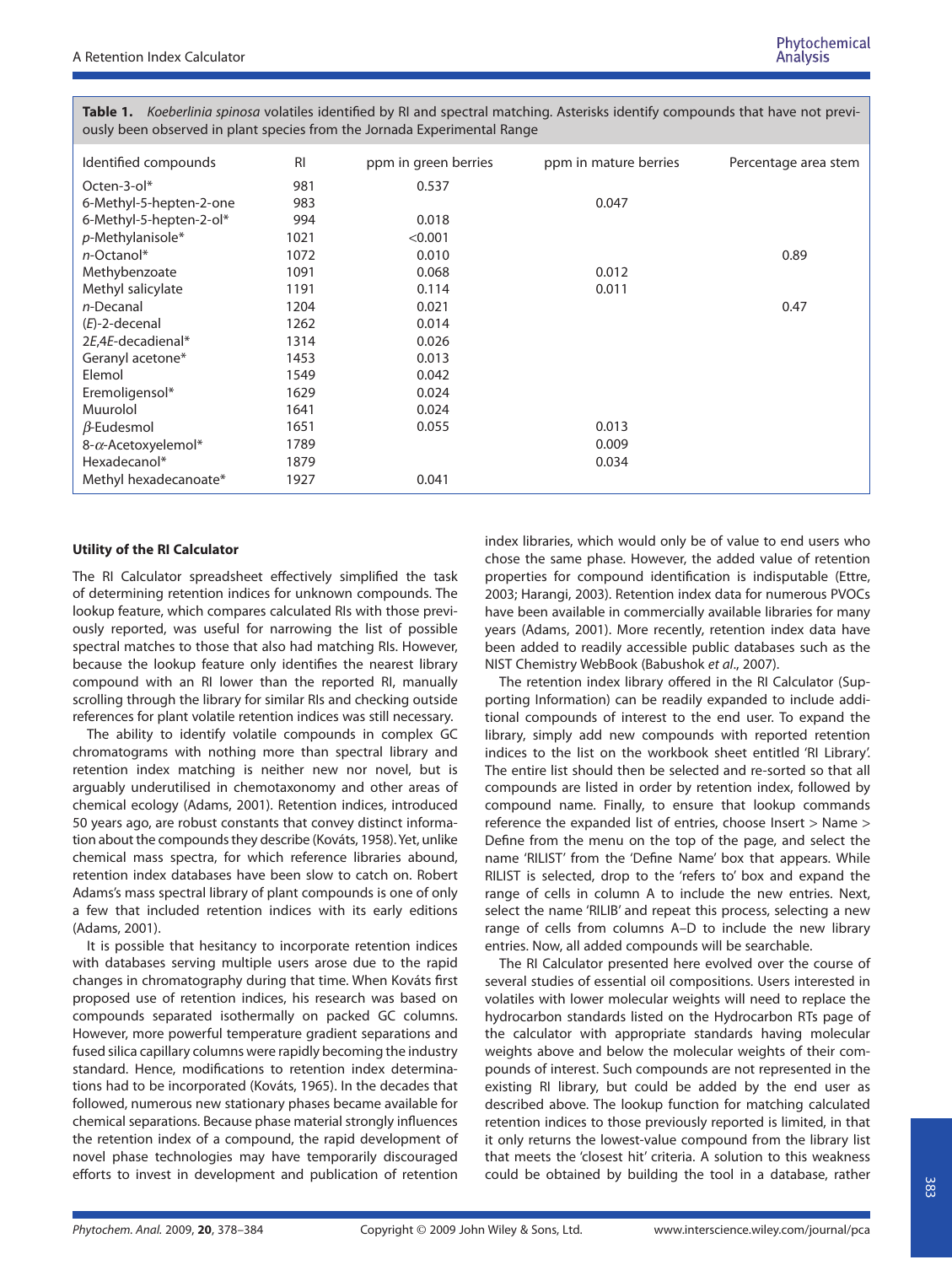**Table 1.** *Koeberlinia spinosa* volatiles identified by RI and spectral matching. Asterisks identify compounds that have not previously been observed in plant species from the Jornada Experimental Range

| Identified compounds | RI | ppm in green berries | ppm in mature berries | Percentage area stem |
|---|---|---|---|---|
| Octen-3-ol* | 981 | 0.537 | | |
| 6-Methyl-5-hepten-2-one | 983 | | 0.047 | |
| 6-Methyl-5-hepten-2-ol* | 994 | 0.018 | | |
| *p*-Methylanisole* | 1021 | <0.001 | | |
| *n*-Octanol* | 1072 | 0.010 | | 0.89 |
| Methybenzoate | 1091 | 0.068 | 0.012 | |
| Methyl salicylate | 1191 | 0.114 | 0.011 | |
| *n*-Decanal | 1204 | 0.021 | | 0.47 |
| (*E*)-2-decenal | 1262 | 0.014 | | |
| 2*E*,4*E*-decadienal* | 1314 | 0.026 | | |
| Geranyl acetone* | 1453 | 0.013 | | |
| Elemol | 1549 | 0.042 | | |
| Eremoligensol* | 1629 | 0.024 | | |
| Muurolol | 1641 | 0.024 | | |
| $\beta$-Eudesmol | 1651 | 0.055 | 0.013 | |
| 8-$\alpha$-Acetoxyelemol* | 1789 | | 0.009 | |
| Hexadecanol* | 1879 | | 0.034 | |
| Methyl hexadecanoate* | 1927 | 0.041 | | |

**Utility of the RI Calculator**

The RI Calculator spreadsheet effectively simplified the task of determining retention indices for unknown compounds. The lookup feature, which compares calculated RIs with those previously reported, was useful for narrowing the list of possible spectral matches to those that also had matching RIs. However, because the lookup feature only identifies the nearest library compound with an RI lower than the reported RI, manually scrolling through the library for similar RIs and checking outside references for plant volatile retention indices was still necessary.

The ability to identify volatile compounds in complex GC chromatograms with nothing more than spectral library and retention index matching is neither new nor novel, but is arguably underutilised in chemotaxonomy and other areas of chemical ecology (Adams, 2001). Retention indices, introduced 50 years ago, are robust constants that convey distinct information about the compounds they describe (Kováts, 1958). Yet, unlike chemical mass spectra, for which reference libraries abound, retention index databases have been slow to catch on. Robert Adams's mass spectral library of plant compounds is one of only a few that included retention indices with its early editions (Adams, 2001).

It is possible that hesitancy to incorporate retention indices with databases serving multiple users arose due to the rapid changes in chromatography during that time. When Kováts first proposed use of retention indices, his research was based on compounds separated isothermally on packed GC columns. However, more powerful temperature gradient separations and fused silica capillary columns were rapidly becoming the industry standard. Hence, modifications to retention index determinations had to be incorporated (Kováts, 1965). In the decades that followed, numerous new stationary phases became available for chemical separations. Because phase material strongly influences the retention index of a compound, the rapid development of novel phase technologies may have temporarily discouraged efforts to invest in development and publication of retention index libraries, which would only be of value to end users who chose the same phase. However, the added value of retention properties for compound identification is indisputable (Ettre, 2003; Harangi, 2003). Retention index data for numerous PVOCs have been available in commercially available libraries for many years (Adams, 2001). More recently, retention index data have been added to readily accessible public databases such as the NIST Chemistry WebBook (Babushok *et al*., 2007).

The retention index library offered in the RI Calculator (Supporting Information) can be readily expanded to include additional compounds of interest to the end user. To expand the library, simply add new compounds with reported retention indices to the list on the workbook sheet entitled 'RI Library'. The entire list should then be selected and re-sorted so that all compounds are listed in order by retention index, followed by compound name. Finally, to ensure that lookup commands reference the expanded list of entries, choose Insert > Name > Define from the menu on the top of the page, and select the name 'RILIST' from the 'Define Name' box that appears. While RILIST is selected, drop to the 'refers to' box and expand the range of cells in column A to include the new entries. Next, select the name 'RILIB' and repeat this process, selecting a new range of cells from columns A–D to include the new library entries. Now, all added compounds will be searchable.

The RI Calculator presented here evolved over the course of several studies of essential oil compositions. Users interested in volatiles with lower molecular weights will need to replace the hydrocarbon standards listed on the Hydrocarbon RTs page of the calculator with appropriate standards having molecular weights above and below the molecular weights of their compounds of interest. Such compounds are not represented in the existing RI library, but could be added by the end user as described above. The lookup function for matching calculated retention indices to those previously reported is limited, in that it only returns the lowest-value compound from the library list that meets the 'closest hit' criteria. A solution to this weakness could be obtained by building the tool in a database, rather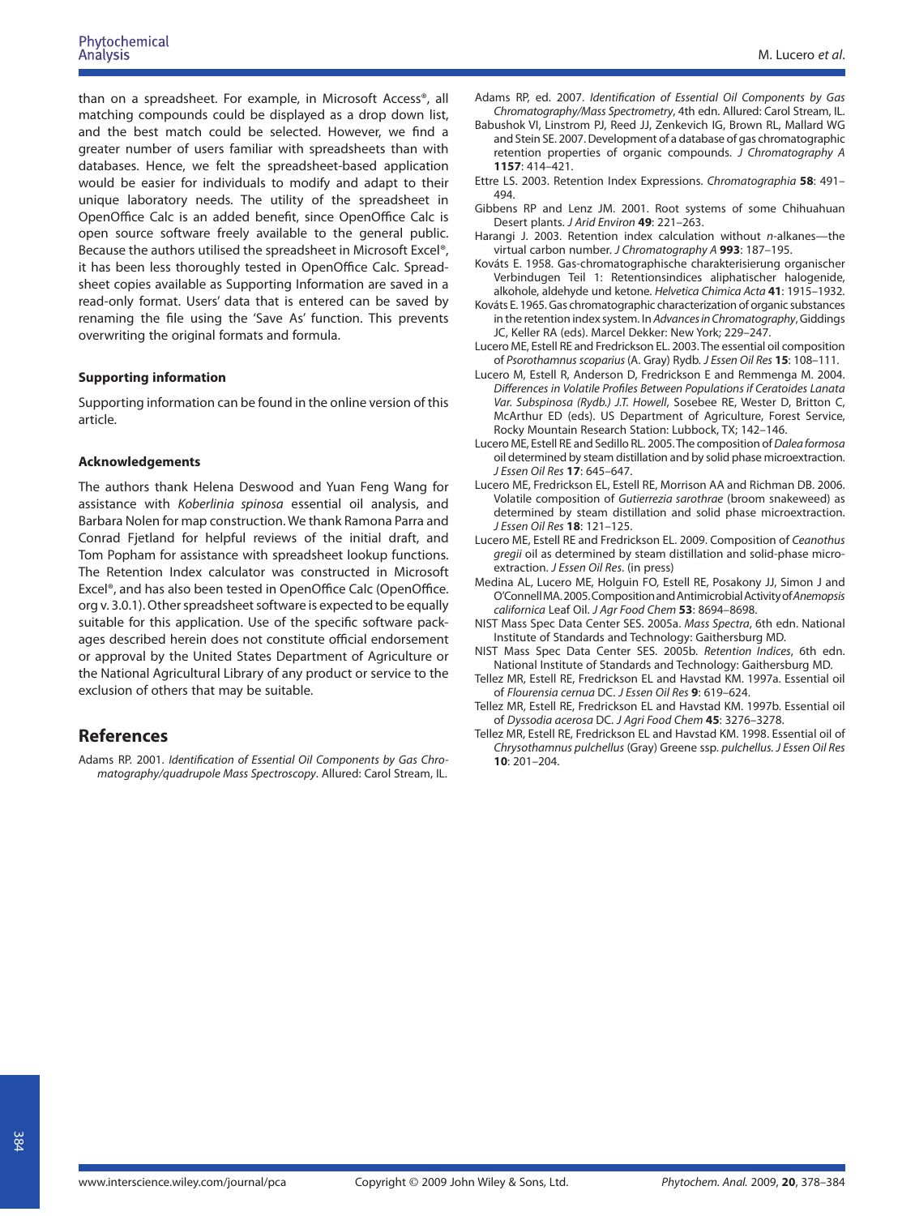than on a spreadsheet. For example, in Microsoft Access®, all matching compounds could be displayed as a drop down list, and the best match could be selected. However, we find a greater number of users familiar with spreadsheets than with databases. Hence, we felt the spreadsheet-based application would be easier for individuals to modify and adapt to their unique laboratory needs. The utility of the spreadsheet in OpenOffice Calc is an added benefit, since OpenOffice Calc is open source software freely available to the general public. Because the authors utilised the spreadsheet in Microsoft Excel®, it has been less thoroughly tested in OpenOffice Calc. Spreadsheet copies available as Supporting Information are saved in a read-only format. Users' data that is entered can be saved by renaming the file using the 'Save As' function. This prevents overwriting the original formats and formula.

### Supporting information

Supporting information can be found in the online version of this article.

### Acknowledgements

The authors thank Helena Deswood and Yuan Feng Wang for assistance with *Koberlinia spinosa* essential oil analysis, and Barbara Nolen for map construction. We thank Ramona Parra and Conrad Fjetland for helpful reviews of the initial draft, and Tom Popham for assistance with spreadsheet lookup functions. The Retention Index calculator was constructed in Microsoft Excel®, and has also been tested in OpenOffice Calc (OpenOffice.org v. 3.0.1). Other spreadsheet software is expected to be equally suitable for this application. Use of the specific software packages described herein does not constitute official endorsement or approval by the United States Department of Agriculture or the National Agricultural Library of any product or service to the exclusion of others that may be suitable.

## References

Adams RP. 2001. *Identification of Essential Oil Components by Gas Chromatography/quadrupole Mass Spectroscopy*. Allured: Carol Stream, IL.

Adams RP, ed. 2007. *Identification of Essential Oil Components by Gas Chromatography/Mass Spectrometry*, 4th edn. Allured: Carol Stream, IL.

Babushok VI, Linstrom PJ, Reed JJ, Zenkevich IG, Brown RL, Mallard WG and Stein SE. 2007. Development of a database of gas chromatographic retention properties of organic compounds. *J Chromatography A* **1157**: 414–421.

Ettre LS. 2003. Retention Index Expressions. *Chromatographia* **58**: 491–494.

Gibbens RP and Lenz JM. 2001. Root systems of some Chihuahuan Desert plants. *J Arid Environ* **49**: 221–263.

Harangi J. 2003. Retention index calculation without *n*-alkanes—the virtual carbon number. *J Chromatography A* **993**: 187–195.

Kováts E. 1958. Gas-chromatographische charakterisierung organischer Verbindungen Teil 1: Retentionsindices aliphatischer halogenide, alkohole, aldehyde und ketone. *Helvetica Chimica Acta* **41**: 1915–1932.

Kováts E. 1965. Gas chromatographic characterization of organic substances in the retention index system. In *Advances in Chromatography*, Giddings JC, Keller RA (eds). Marcel Dekker: New York; 229–247.

Lucero ME, Estell RE and Fredrickson EL. 2003. The essential oil composition of *Psorothamnus scoparius* (A. Gray) Rydb. *J Essen Oil Res* **15**: 108–111.

Lucero M, Estell R, Anderson D, Fredrickson E and Remmenga M. 2004. *Differences in Volatile Profiles Between Populations if Ceratoides Lanata Var. Subspinosa (Rydb.) J.T. Howell*, Sosebee RE, Wester D, Britton C, McArthur ED (eds). US Department of Agriculture, Forest Service, Rocky Mountain Research Station: Lubbock, TX; 142–146.

Lucero ME, Estell RE and Sedillo RL. 2005. The composition of *Dalea formosa* oil determined by steam distillation and by solid phase microextraction. *J Essen Oil Res* **17**: 645–647.

Lucero ME, Fredrickson EL, Estell RE, Morrison AA and Richman DB. 2006. Volatile composition of *Gutierrezia sarothrae* (broom snakeweed) as determined by steam distillation and solid phase microextraction. *J Essen Oil Res* **18**: 121–125.

Lucero ME, Estell RE and Fredrickson EL. 2009. Composition of *Ceanothus gregii* oil as determined by steam distillation and solid-phase microextraction. *J Essen Oil Res*. (in press)

Medina AL, Lucero ME, Holguin FO, Estell RE, Posakony JJ, Simon J and O'Connell MA. 2005. Composition and Antimicrobial Activity of *Anemopsis californica* Leaf Oil. *J Agr Food Chem* **53**: 8694–8698.

NIST Mass Spec Data Center SES. 2005a. *Mass Spectra*, 6th edn. National Institute of Standards and Technology: Gaithersburg MD.

NIST Mass Spec Data Center SES. 2005b. *Retention Indices*, 6th edn. National Institute of Standards and Technology: Gaithersburg MD.

Tellez MR, Estell RE, Fredrickson EL and Havstad KM. 1997a. Essential oil of *Flourensia cernua* DC. *J Essen Oil Res* **9**: 619–624.

Tellez MR, Estell RE, Fredrickson EL and Havstad KM. 1997b. Essential oil of *Dyssodia acerosa* DC. *J Agri Food Chem* **45**: 3276–3278.

Tellez MR, Estell RE, Fredrickson EL and Havstad KM. 1998. Essential oil of *Chrysothamnus pulchellus* (Gray) Greene ssp. *pulchellus. J Essen Oil Res* **10**: 201–204.